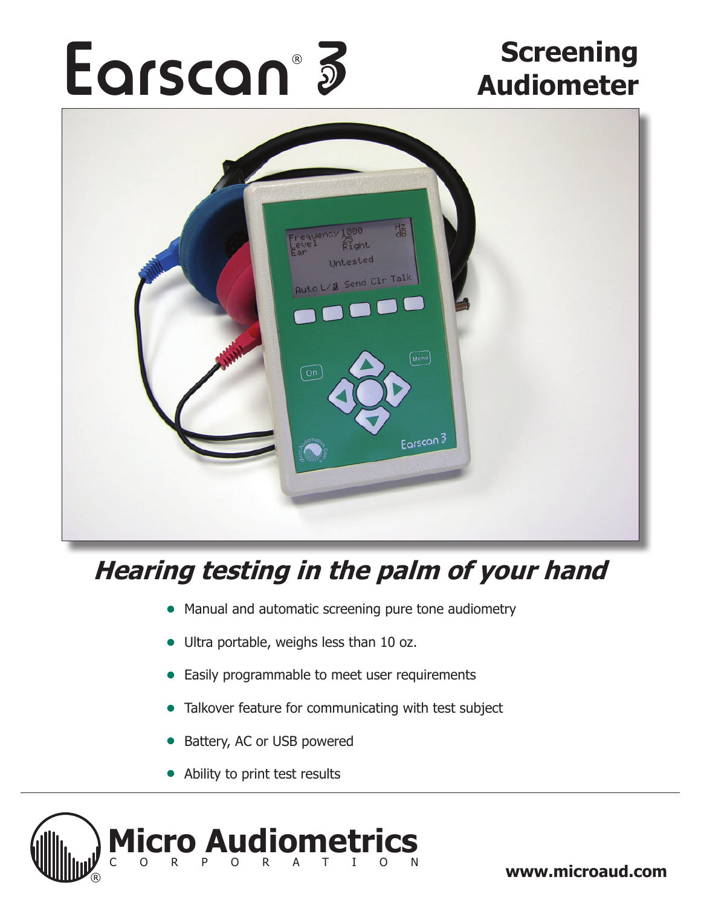# Earscan® 3

## Screening Audiometer

## *Hearing testing in the palm of your hand*

- Manual and automatic screening pure tone audiometry
- Ultra portable, weighs less than 10 oz.
- Easily programmable to meet user requirements
- Talkover feature for communicating with test subject
- Battery, AC or USB powered
- Ability to print test results

**Micro Audiometrics** CORPORATION

**www.microaud.com**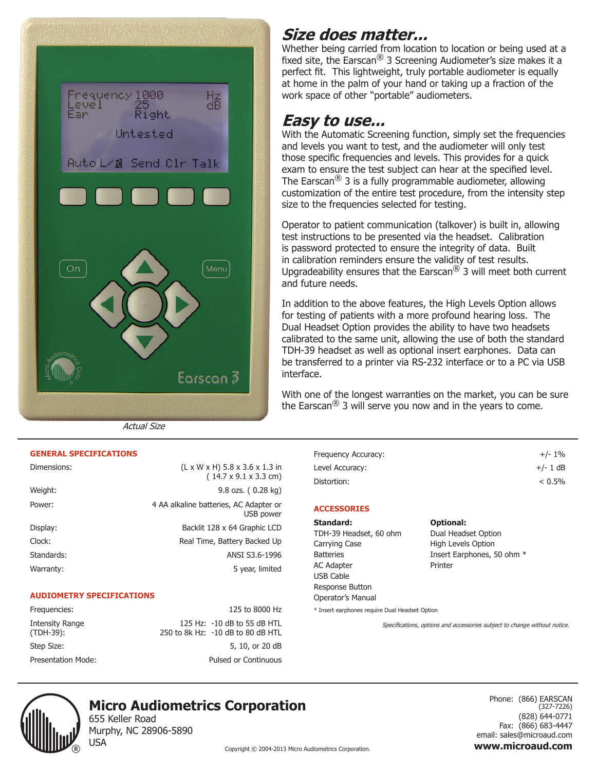Actual Size

## Size does matter...

Whether being carried from location to location or being used at a fixed site, the Earscan® 3 Screening Audiometer's size makes it a perfect fit. This lightweight, truly portable audiometer is equally at home in the palm of your hand or taking up a fraction of the work space of other "portable" audiometers.

## Easy to use...

With the Automatic Screening function, simply set the frequencies and levels you want to test, and the audiometer will only test those specific frequencies and levels. This provides for a quick exam to ensure the test subject can hear at the specified level. The Earscan® 3 is a fully programmable audiometer, allowing customization of the entire test procedure, from the intensity step size to the frequencies selected for testing.

Operator to patient communication (talkover) is built in, allowing test instructions to be presented via the headset. Calibration is password protected to ensure the integrity of data. Built in calibration reminders ensure the validity of test results. Upgradeability ensures that the Earscan® 3 will meet both current and future needs.

In addition to the above features, the High Levels Option allows for testing of patients with a more profound hearing loss. The Dual Headset Option provides the ability to have two headsets calibrated to the same unit, allowing the use of both the standard TDH-39 headset as well as optional insert earphones. Data can be transferred to a printer via RS-232 interface or to a PC via USB interface.

With one of the longest warranties on the market, you can be sure the Earscan® 3 will serve you now and in the years to come.

### GENERAL SPECIFICATIONS

| | |
|---|---|
| Dimensions: | (L x W x H) 5.8 x 3.6 x 1.3 in ( 14.7 x 9.1 x 3.3 cm) |
| Weight: | 9.8 ozs. ( 0.28 kg) |
| Power: | 4 AA alkaline batteries, AC Adapter or USB power |
| Display: | Backlit 128 x 64 Graphic LCD |
| Clock: | Real Time, Battery Backed Up |
| Standards: | ANSI S3.6-1996 |
| Warranty: | 5 year, limited |

### AUDIOMETRY SPECIFICATIONS

| | |
|---|---|
| Frequencies: | 125 to 8000 Hz |
| Intensity Range (TDH-39): | 125 Hz: -10 dB to 55 dB HTL<br>250 to 8k Hz: -10 dB to 80 dB HTL |
| Step Size: | 5, 10, or 20 dB |
| Presentation Mode: | Pulsed or Continuous |
| Frequency Accuracy: | +/- 1% |
| Level Accuracy: | +/- 1 dB |
| Distortion: | < 0.5% |

### ACCESSORIES

**Standard:**
- TDH-39 Headset, 60 ohm
- Carrying Case
- Batteries
- AC Adapter
- USB Cable
- Response Button
- Operator's Manual

**Optional:**
- Dual Headset Option
- High Levels Option
- Insert Earphones, 50 ohm *
- Printer

\* Insert earphones require Dual Headset Option

*Specifications, options and accessories subject to change without notice.*

**Micro Audiometrics Corporation**
655 Keller Road
Murphy, NC 28906-5890
USA

Phone: (866) EARSCAN (327-7226)
(828) 644-0771
Fax: (866) 683-4447
email: sales@microaud.com
**www.microaud.com**

Copyright © 2004-2013 Micro Audiometrics Corporation.